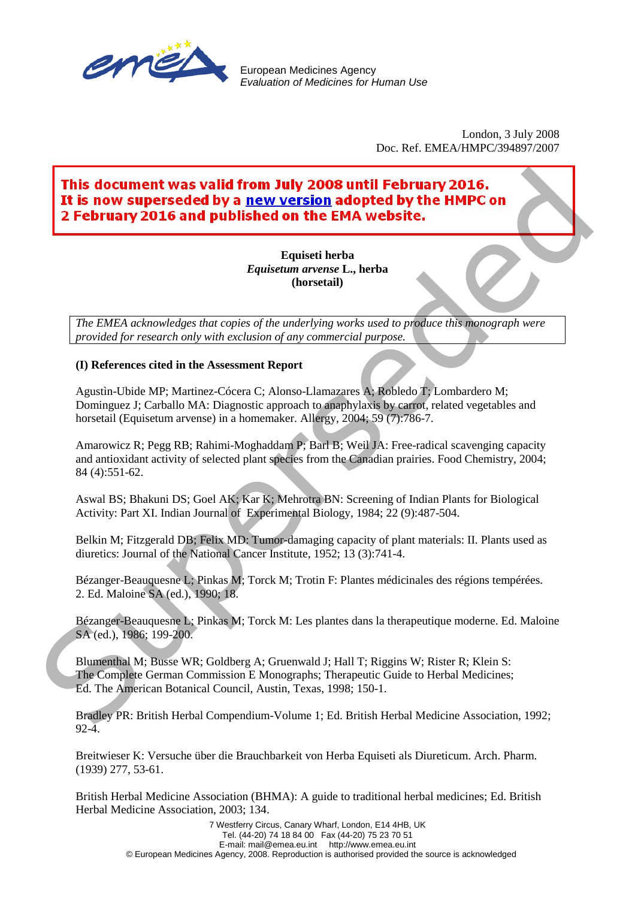European Medicines Agency
*Evaluation of Medicines for Human Use*

London, 3 July 2008
Doc. Ref. EMEA/HMPC/394897/2007

**This document was valid from July 2008 until February 2016. It is now superseded by a new version adopted by the HMPC on 2 February 2016 and published on the EMA website.**

**Equiseti herba**
***Equisetum arvense* L., herba**
**(horsetail)**

*The EMEA acknowledges that copies of the underlying works used to produce this monograph were provided for research only with exclusion of any commercial purpose.*

**(I) References cited in the Assessment Report**

Agustìn-Ubide MP; Martinez-Cócera C; Alonso-Llamazares A; Robledo T; Lombardero M; Dominguez J; Carballo MA: Diagnostic approach to anaphylaxis by carrot, related vegetables and horsetail (Equisetum arvense) in a homemaker. Allergy, 2004; 59 (7):786-7.

Amarowicz R; Pegg RB; Rahimi-Moghaddam P; Barl B; Weil JA: Free-radical scavenging capacity and antioxidant activity of selected plant species from the Canadian prairies. Food Chemistry, 2004; 84 (4):551-62.

Aswal BS; Bhakuni DS; Goel AK; Kar K; Mehrotra BN: Screening of Indian Plants for Biological Activity: Part XI. Indian Journal of Experimental Biology, 1984; 22 (9):487-504.

Belkin M; Fitzgerald DB; Felix MD: Tumor-damaging capacity of plant materials: II. Plants used as diuretics: Journal of the National Cancer Institute, 1952; 13 (3):741-4.

Bézanger-Beauquesne L; Pinkas M; Torck M; Trotin F: Plantes médicinales des régions tempérées. 2. Ed. Maloine SA (ed.), 1990; 18.

Bézanger-Beauquesne L; Pinkas M; Torck M: Les plantes dans la therapeutique moderne. Ed. Maloine SA (ed.), 1986; 199-200.

Blumenthal M; Busse WR; Goldberg A; Gruenwald J; Hall T; Riggins W; Rister R; Klein S: The Complete German Commission E Monographs; Therapeutic Guide to Herbal Medicines; Ed. The American Botanical Council, Austin, Texas, 1998; 150-1.

Bradley PR: British Herbal Compendium-Volume 1; Ed. British Herbal Medicine Association, 1992; 92-4.

Breitwieser K: Versuche über die Brauchbarkeit von Herba Equiseti als Diureticum. Arch. Pharm. (1939) 277, 53-61.

British Herbal Medicine Association (BHMA): A guide to traditional herbal medicines; Ed. British Herbal Medicine Association, 2003; 134.

7 Westferry Circus, Canary Wharf, London, E14 4HB, UK
Tel. (44-20) 74 18 84 00 Fax (44-20) 75 23 70 51
E-mail: mail@emea.eu.int http://www.emea.eu.int
© European Medicines Agency, 2008. Reproduction is authorised provided the source is acknowledged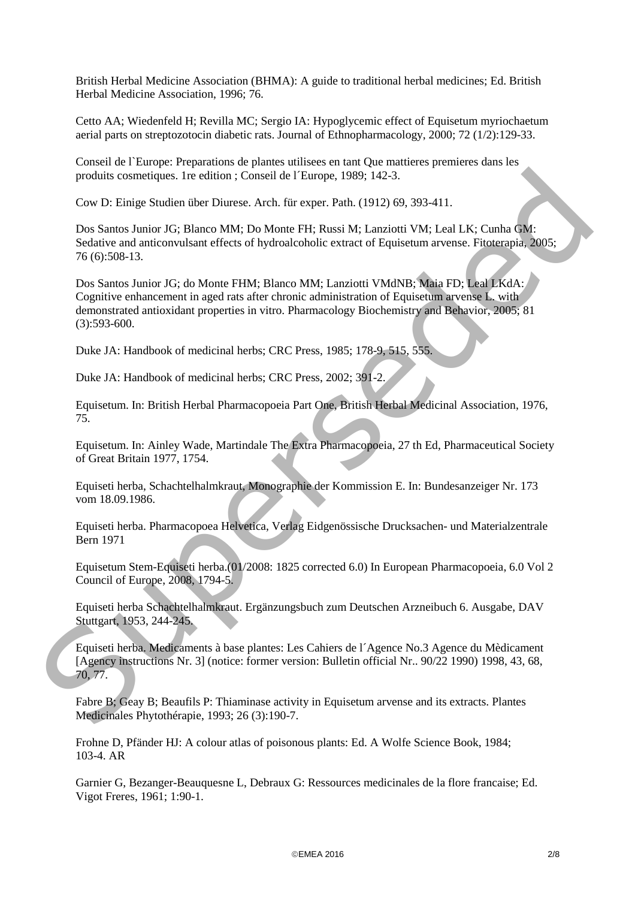British Herbal Medicine Association (BHMA): A guide to traditional herbal medicines; Ed. British Herbal Medicine Association, 1996; 76.

Cetto AA; Wiedenfeld H; Revilla MC; Sergio IA: Hypoglycemic effect of Equisetum myriochaetum aerial parts on streptozotocin diabetic rats. Journal of Ethnopharmacology, 2000; 72 (1/2):129-33.

Conseil de l`Europe: Preparations de plantes utilisees en tant Que mattieres premieres dans les produits cosmetiques. 1re edition ; Conseil de l´Europe, 1989; 142-3.

Cow D: Einige Studien über Diurese. Arch. für exper. Path. (1912) 69, 393-411.

Dos Santos Junior JG; Blanco MM; Do Monte FH; Russi M; Lanziotti VM; Leal LK; Cunha GM: Sedative and anticonvulsant effects of hydroalcoholic extract of Equisetum arvense. Fitoterapia, 2005; 76 (6):508-13.

Dos Santos Junior JG; do Monte FHM; Blanco MM; Lanziotti VMdNB; Maia FD; Leal LKdA: Cognitive enhancement in aged rats after chronic administration of Equisetum arvense L. with demonstrated antioxidant properties in vitro. Pharmacology Biochemistry and Behavior, 2005; 81 (3):593-600.

Duke JA: Handbook of medicinal herbs; CRC Press, 1985; 178-9, 515, 555.

Duke JA: Handbook of medicinal herbs; CRC Press, 2002; 391-2.

Equisetum. In: British Herbal Pharmacopoeia Part One, British Herbal Medicinal Association, 1976, 75.

Equisetum. In: Ainley Wade, Martindale The Extra Pharmacopoeia, 27 th Ed, Pharmaceutical Society of Great Britain 1977, 1754.

Equiseti herba, Schachtelhalmkraut, Monographie der Kommission E. In: Bundesanzeiger Nr. 173 vom 18.09.1986.

Equiseti herba. Pharmacopoea Helvetica, Verlag Eidgenössische Drucksachen- und Materialzentrale Bern 1971

Equisetum Stem-Equiseti herba.(01/2008: 1825 corrected 6.0) In European Pharmacopoeia, 6.0 Vol 2 Council of Europe, 2008, 1794-5.

Equiseti herba Schachtelhalmkraut. Ergänzungsbuch zum Deutschen Arzneibuch 6. Ausgabe, DAV Stuttgart, 1953, 244-245.

Equiseti herba. Medicaments à base plantes: Les Cahiers de l´Agence No.3 Agence du Mèdicament [Agency instructions Nr. 3] (notice: former version: Bulletin official Nr.. 90/22 1990) 1998, 43, 68, 70, 77.

Fabre B; Geay B; Beaufils P: Thiaminase activity in Equisetum arvense and its extracts. Plantes Medicinales Phytothérapie, 1993; 26 (3):190-7.

Frohne D, Pfänder HJ: A colour atlas of poisonous plants: Ed. A Wolfe Science Book, 1984; 103-4. AR

Garnier G, Bezanger-Beauquesne L, Debraux G: Ressources medicinales de la flore francaise; Ed. Vigot Freres, 1961; 1:90-1.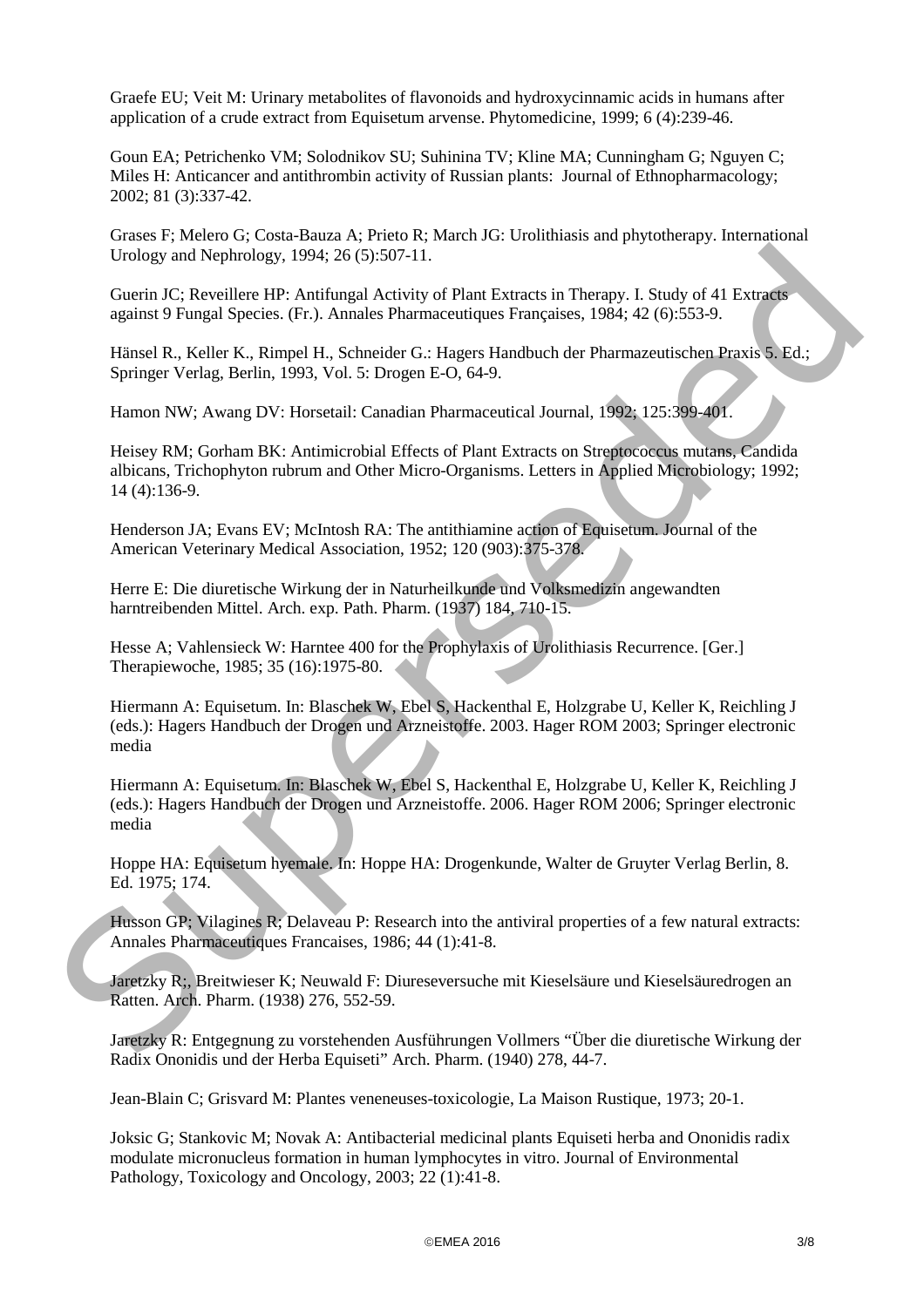Graefe EU; Veit M: Urinary metabolites of flavonoids and hydroxycinnamic acids in humans after application of a crude extract from Equisetum arvense. Phytomedicine, 1999; 6 (4):239-46.

Goun EA; Petrichenko VM; Solodnikov SU; Suhinina TV; Kline MA; Cunningham G; Nguyen C; Miles H: Anticancer and antithrombin activity of Russian plants: Journal of Ethnopharmacology; 2002; 81 (3):337-42.

Grases F; Melero G; Costa-Bauza A; Prieto R; March JG: Urolithiasis and phytotherapy. International Urology and Nephrology, 1994; 26 (5):507-11.

Guerin JC; Reveillere HP: Antifungal Activity of Plant Extracts in Therapy. I. Study of 41 Extracts against 9 Fungal Species. (Fr.). Annales Pharmaceutiques Françaises, 1984; 42 (6):553-9.

Hänsel R., Keller K., Rimpel H., Schneider G.: Hagers Handbuch der Pharmazeutischen Praxis 5. Ed.; Springer Verlag, Berlin, 1993, Vol. 5: Drogen E-O, 64-9.

Hamon NW; Awang DV: Horsetail: Canadian Pharmaceutical Journal, 1992; 125:399-401.

Heisey RM; Gorham BK: Antimicrobial Effects of Plant Extracts on Streptococcus mutans, Candida albicans, Trichophyton rubrum and Other Micro-Organisms. Letters in Applied Microbiology; 1992; 14 (4):136-9.

Henderson JA; Evans EV; McIntosh RA: The antithiamine action of Equisetum. Journal of the American Veterinary Medical Association, 1952; 120 (903):375-378.

Herre E: Die diuretische Wirkung der in Naturheilkunde und Volksmedizin angewandten harntreibenden Mittel. Arch. exp. Path. Pharm. (1937) 184, 710-15.

Hesse A; Vahlensieck W: Harntee 400 for the Prophylaxis of Urolithiasis Recurrence. [Ger.] Therapiewoche, 1985; 35 (16):1975-80.

Hiermann A: Equisetum. In: Blaschek W, Ebel S, Hackenthal E, Holzgrabe U, Keller K, Reichling J (eds.): Hagers Handbuch der Drogen und Arzneistoffe. 2003. Hager ROM 2003; Springer electronic media

Hiermann A: Equisetum. In: Blaschek W, Ebel S, Hackenthal E, Holzgrabe U, Keller K, Reichling J (eds.): Hagers Handbuch der Drogen und Arzneistoffe. 2006. Hager ROM 2006; Springer electronic media

Hoppe HA: Equisetum hyemale. In: Hoppe HA: Drogenkunde, Walter de Gruyter Verlag Berlin, 8. Ed. 1975; 174.

Husson GP; Vilagines R; Delaveau P: Research into the antiviral properties of a few natural extracts: Annales Pharmaceutiques Francaises, 1986; 44 (1):41-8.

Jaretzky R;, Breitwieser K; Neuwald F: Diureseversuche mit Kieselsäure und Kieselsäuredrogen an Ratten. Arch. Pharm. (1938) 276, 552-59.

Jaretzky R: Entgegnung zu vorstehenden Ausführungen Vollmers "Über die diuretische Wirkung der Radix Ononidis und der Herba Equiseti" Arch. Pharm. (1940) 278, 44-7.

Jean-Blain C; Grisvard M: Plantes veneneuses-toxicologie, La Maison Rustique, 1973; 20-1.

Joksic G; Stankovic M; Novak A: Antibacterial medicinal plants Equiseti herba and Ononidis radix modulate micronucleus formation in human lymphocytes in vitro. Journal of Environmental Pathology, Toxicology and Oncology, 2003; 22 (1):41-8.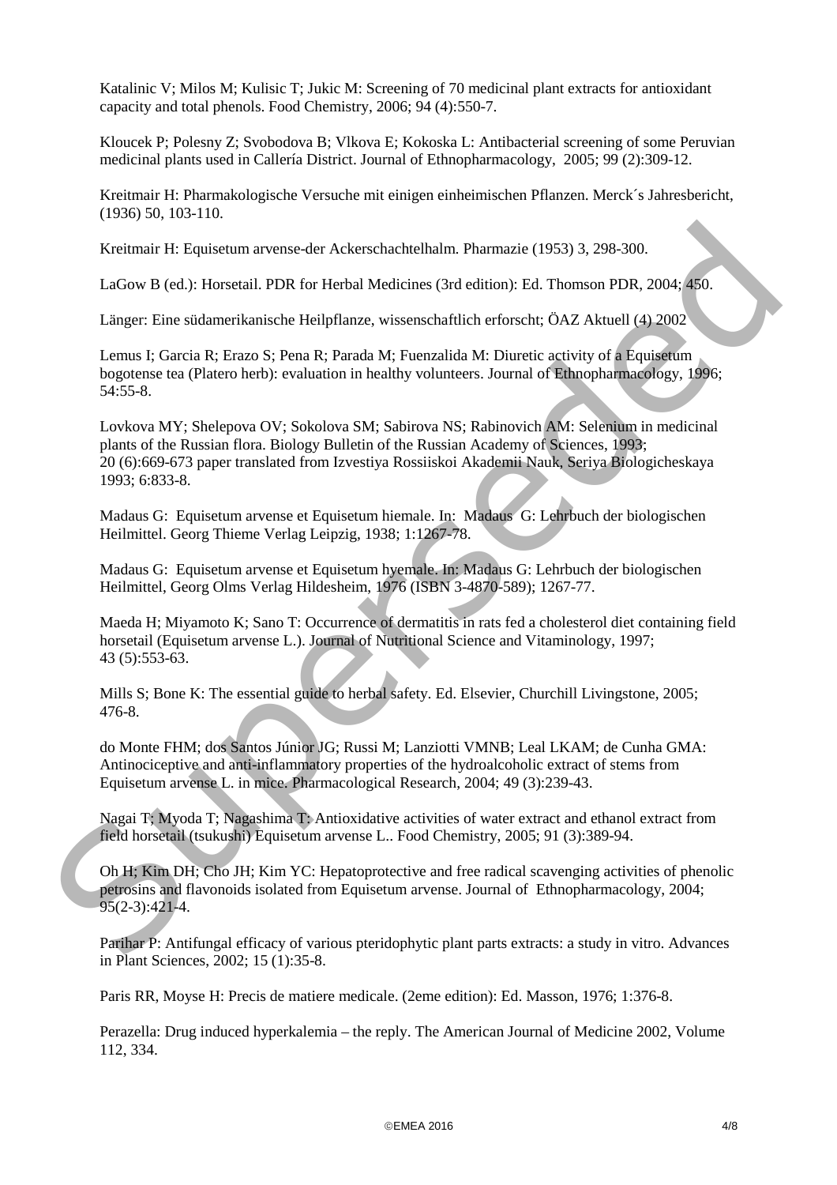Katalinic V; Milos M; Kulisic T; Jukic M: Screening of 70 medicinal plant extracts for antioxidant capacity and total phenols. Food Chemistry, 2006; 94 (4):550-7.

Kloucek P; Polesny Z; Svobodova B; Vlkova E; Kokoska L: Antibacterial screening of some Peruvian medicinal plants used in Callería District. Journal of Ethnopharmacology, 2005; 99 (2):309-12.

Kreitmair H: Pharmakologische Versuche mit einigen einheimischen Pflanzen. Merck´s Jahresbericht, (1936) 50, 103-110.

Kreitmair H: Equisetum arvense-der Ackerschachtelhalm. Pharmazie (1953) 3, 298-300.

LaGow B (ed.): Horsetail. PDR for Herbal Medicines (3rd edition): Ed. Thomson PDR, 2004; 450.

Länger: Eine südamerikanische Heilpflanze, wissenschaftlich erforscht; ÖAZ Aktuell (4) 2002

Lemus I; Garcia R; Erazo S; Pena R; Parada M; Fuenzalida M: Diuretic activity of a Equisetum bogotense tea (Platero herb): evaluation in healthy volunteers. Journal of Ethnopharmacology, 1996; 54:55-8.

Lovkova MY; Shelepova OV; Sokolova SM; Sabirova NS; Rabinovich AM: Selenium in medicinal plants of the Russian flora. Biology Bulletin of the Russian Academy of Sciences, 1993; 20 (6):669-673 paper translated from Izvestiya Rossiiskoi Akademii Nauk, Seriya Biologicheskaya 1993; 6:833-8.

Madaus G: Equisetum arvense et Equisetum hiemale. In: Madaus G: Lehrbuch der biologischen Heilmittel. Georg Thieme Verlag Leipzig, 1938; 1:1267-78.

Madaus G: Equisetum arvense et Equisetum hyemale. In: Madaus G: Lehrbuch der biologischen Heilmittel, Georg Olms Verlag Hildesheim, 1976 (ISBN 3-4870-589); 1267-77.

Maeda H; Miyamoto K; Sano T: Occurrence of dermatitis in rats fed a cholesterol diet containing field horsetail (Equisetum arvense L.). Journal of Nutritional Science and Vitaminology, 1997; 43 (5):553-63.

Mills S; Bone K: The essential guide to herbal safety. Ed. Elsevier, Churchill Livingstone, 2005; 476-8.

do Monte FHM; dos Santos Júnior JG; Russi M; Lanziotti VMNB; Leal LKAM; de Cunha GMA: Antinociceptive and anti-inflammatory properties of the hydroalcoholic extract of stems from Equisetum arvense L. in mice. Pharmacological Research, 2004; 49 (3):239-43.

Nagai T; Myoda T; Nagashima T: Antioxidative activities of water extract and ethanol extract from field horsetail (tsukushi) Equisetum arvense L.. Food Chemistry, 2005; 91 (3):389-94.

Oh H; Kim DH; Cho JH; Kim YC: Hepatoprotective and free radical scavenging activities of phenolic petrosins and flavonoids isolated from Equisetum arvense. Journal of Ethnopharmacology, 2004; 95(2-3):421-4.

Parihar P: Antifungal efficacy of various pteridophytic plant parts extracts: a study in vitro. Advances in Plant Sciences, 2002; 15 (1):35-8.

Paris RR, Moyse H: Precis de matiere medicale. (2eme edition): Ed. Masson, 1976; 1:376-8.

Perazella: Drug induced hyperkalemia – the reply. The American Journal of Medicine 2002, Volume 112, 334.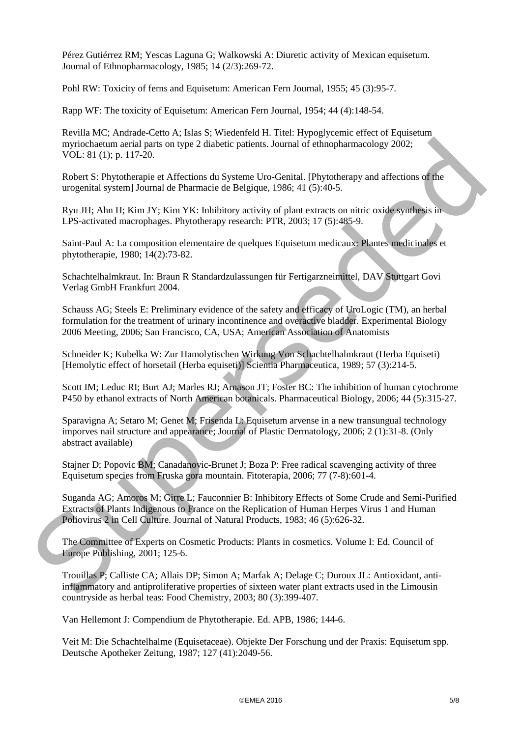Pérez Gutiérrez RM; Yescas Laguna G; Walkowski A: Diuretic activity of Mexican equisetum. Journal of Ethnopharmacology, 1985; 14 (2/3):269-72.

Pohl RW: Toxicity of ferns and Equisetum: American Fern Journal, 1955; 45 (3):95-7.

Rapp WF: The toxicity of Equisetum: American Fern Journal, 1954; 44 (4):148-54.

Revilla MC; Andrade-Cetto A; Islas S; Wiedenfeld H. Titel: Hypoglycemic effect of Equisetum myriochaetum aerial parts on type 2 diabetic patients. Journal of ethnopharmacology 2002; VOL: 81 (1); p. 117-20.

Robert S: Phytotherapie et Affections du Systeme Uro-Genital. [Phytotherapy and affections of the urogenital system] Journal de Pharmacie de Belgique, 1986; 41 (5):40-5.

Ryu JH; Ahn H; Kim JY; Kim YK: Inhibitory activity of plant extracts on nitric oxide synthesis in LPS-activated macrophages. Phytotherapy research: PTR, 2003; 17 (5):485-9.

Saint-Paul A: La composition elementaire de quelques Equisetum medicaux: Plantes medicinales et phytotherapie, 1980; 14(2):73-82.

Schachtelhalmkraut. In: Braun R Standardzulassungen für Fertigarzneimittel, DAV Stuttgart Govi Verlag GmbH Frankfurt 2004.

Schauss AG; Steels E: Preliminary evidence of the safety and efficacy of UroLogic (TM), an herbal formulation for the treatment of urinary incontinence and overactive bladder. Experimental Biology 2006 Meeting, 2006; San Francisco, CA, USA; American Association of Anatomists

Schneider K; Kubelka W: Zur Hamolytischen Wirkung Von Schachtelhalmkraut (Herba Equiseti) [Hemolytic effect of horsetail (Herba equiseti)] Scientia Pharmaceutica, 1989; 57 (3):214-5.

Scott IM; Leduc RI; Burt AJ; Marles RJ; Arnason JT; Foster BC: The inhibition of human cytochrome P450 by ethanol extracts of North American botanicals. Pharmaceutical Biology, 2006; 44 (5):315-27.

Sparavigna A; Setaro M; Genet M; Frisenda L: Equisetum arvense in a new transungual technology imporves nail structure and appearance; Journal of Plastic Dermatology, 2006; 2 (1):31-8. (Only abstract available)

Stajner D; Popovic BM; Canadanovic-Brunet J; Boza P: Free radical scavenging activity of three Equisetum species from Fruska gora mountain. Fitoterapia, 2006; 77 (7-8):601-4.

Suganda AG; Amoros M; Girre L; Fauconnier B: Inhibitory Effects of Some Crude and Semi-Purified Extracts of Plants Indigenous to France on the Replication of Human Herpes Virus 1 and Human Poliovirus 2 in Cell Culture. Journal of Natural Products, 1983; 46 (5):626-32.

The Committee of Experts on Cosmetic Products: Plants in cosmetics. Volume I: Ed. Council of Europe Publishing, 2001; 125-6.

Trouillas P; Calliste CA; Allais DP; Simon A; Marfak A; Delage C; Duroux JL: Antioxidant, anti-inflammatory and antiproliferative properties of sixteen water plant extracts used in the Limousin countryside as herbal teas: Food Chemistry, 2003; 80 (3):399-407.

Van Hellemont J: Compendium de Phytotherapie. Ed. APB, 1986; 144-6.

Veit M: Die Schachtelhalme (Equisetaceae). Objekte Der Forschung und der Praxis: Equisetum spp. Deutsche Apotheker Zeitung, 1987; 127 (41):2049-56.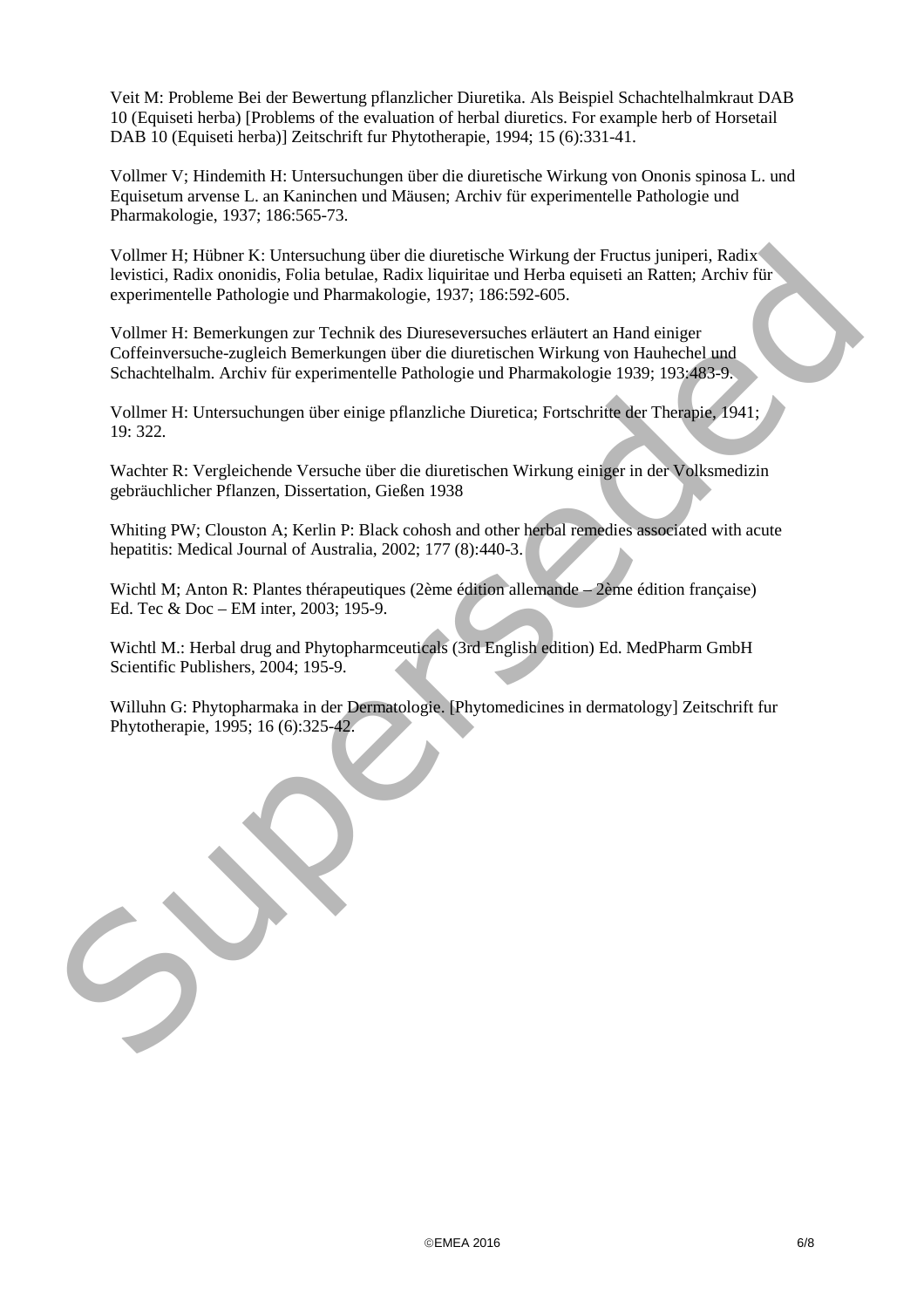Veit M: Probleme Bei der Bewertung pflanzlicher Diuretika. Als Beispiel Schachtelhalmkraut DAB 10 (Equiseti herba) [Problems of the evaluation of herbal diuretics. For example herb of Horsetail DAB 10 (Equiseti herba)] Zeitschrift fur Phytotherapie, 1994; 15 (6):331-41.

Vollmer V; Hindemith H: Untersuchungen über die diuretische Wirkung von Ononis spinosa L. und Equisetum arvense L. an Kaninchen und Mäusen; Archiv für experimentelle Pathologie und Pharmakologie, 1937; 186:565-73.

Vollmer H; Hübner K: Untersuchung über die diuretische Wirkung der Fructus juniperi, Radix levistici, Radix ononidis, Folia betulae, Radix liquiritae und Herba equiseti an Ratten; Archiv für experimentelle Pathologie und Pharmakologie, 1937; 186:592-605.

Vollmer H: Bemerkungen zur Technik des Diureseversuches erläutert an Hand einiger Coffeinversuche-zugleich Bemerkungen über die diuretischen Wirkung von Hauhechel und Schachtelhalm. Archiv für experimentelle Pathologie und Pharmakologie 1939; 193:483-9.

Vollmer H: Untersuchungen über einige pflanzliche Diuretica; Fortschritte der Therapie, 1941; 19: 322.

Wachter R: Vergleichende Versuche über die diuretischen Wirkung einiger in der Volksmedizin gebräuchlicher Pflanzen, Dissertation, Gießen 1938

Whiting PW; Clouston A; Kerlin P: Black cohosh and other herbal remedies associated with acute hepatitis: Medical Journal of Australia, 2002; 177 (8):440-3.

Wichtl M; Anton R: Plantes thérapeutiques (2ème édition allemande – 2ème édition française) Ed. Tec & Doc – EM inter, 2003; 195-9.

Wichtl M.: Herbal drug and Phytopharmceuticals (3rd English edition) Ed. MedPharm GmbH Scientific Publishers, 2004; 195-9.

Willuhn G: Phytopharmaka in der Dermatologie. [Phytomedicines in dermatology] Zeitschrift fur Phytotherapie, 1995; 16 (6):325-42.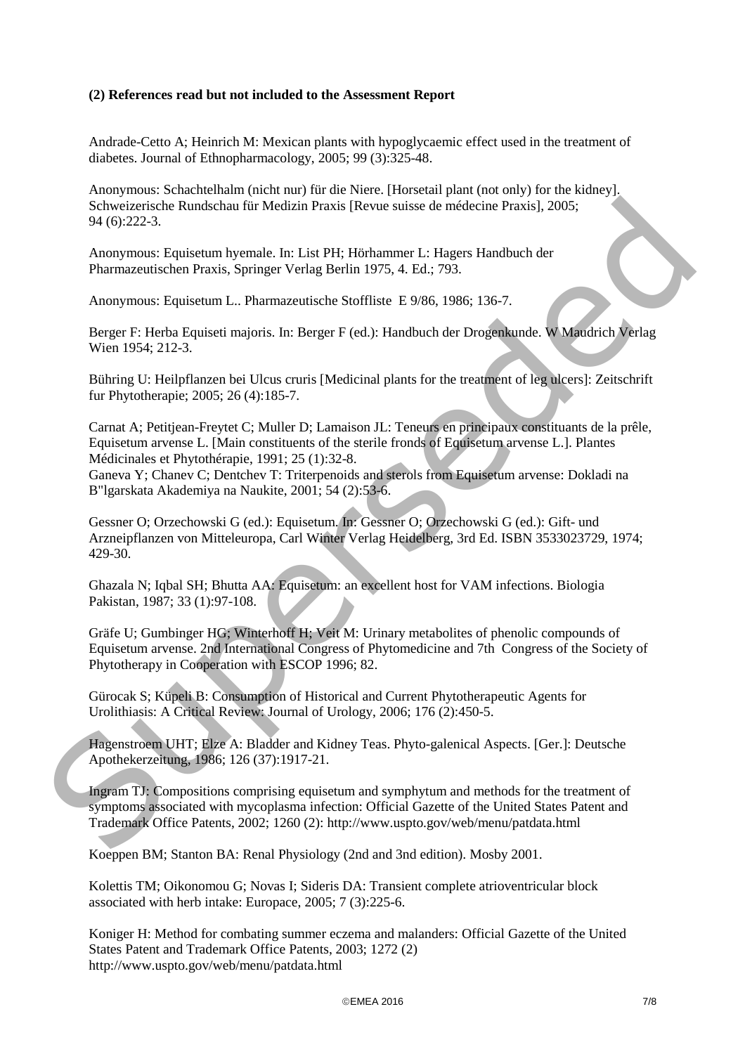**(2) References read but not included to the Assessment Report**

Andrade-Cetto A; Heinrich M: Mexican plants with hypoglycaemic effect used in the treatment of diabetes. Journal of Ethnopharmacology, 2005; 99 (3):325-48.

Anonymous: Schachtelhalm (nicht nur) für die Niere. [Horsetail plant (not only) for the kidney]. Schweizerische Rundschau für Medizin Praxis [Revue suisse de médecine Praxis], 2005; 94 (6):222-3.

Anonymous: Equisetum hyemale. In: List PH; Hörhammer L: Hagers Handbuch der Pharmazeutischen Praxis, Springer Verlag Berlin 1975, 4. Ed.; 793.

Anonymous: Equisetum L.. Pharmazeutische Stoffliste E 9/86, 1986; 136-7.

Berger F: Herba Equiseti majoris. In: Berger F (ed.): Handbuch der Drogenkunde. W Maudrich Verlag Wien 1954; 212-3.

Bühring U: Heilpflanzen bei Ulcus cruris [Medicinal plants for the treatment of leg ulcers]: Zeitschrift fur Phytotherapie; 2005; 26 (4):185-7.

Carnat A; Petitjean-Freytet C; Muller D; Lamaison JL: Teneurs en principaux constituants de la prêle, Equisetum arvense L. [Main constituents of the sterile fronds of Equisetum arvense L.]. Plantes Médicinales et Phytothérapie, 1991; 25 (1):32-8.
Ganeva Y; Chanev C; Dentchev T: Triterpenoids and sterols from Equisetum arvense: Dokladi na B"lgarskata Akademiya na Naukite, 2001; 54 (2):53-6.

Gessner O; Orzechowski G (ed.): Equisetum. In: Gessner O; Orzechowski G (ed.): Gift- und Arzneipflanzen von Mitteleuropa, Carl Winter Verlag Heidelberg, 3rd Ed. ISBN 3533023729, 1974; 429-30.

Ghazala N; Iqbal SH; Bhutta AA: Equisetum: an excellent host for VAM infections. Biologia Pakistan, 1987; 33 (1):97-108.

Gräfe U; Gumbinger HG; Winterhoff H; Veit M: Urinary metabolites of phenolic compounds of Equisetum arvense. 2nd International Congress of Phytomedicine and 7th Congress of the Society of Phytotherapy in Cooperation with ESCOP 1996; 82.

Gürocak S; Küpeli B: Consumption of Historical and Current Phytotherapeutic Agents for Urolithiasis: A Critical Review: Journal of Urology, 2006; 176 (2):450-5.

Hagenstroem UHT; Elze A: Bladder and Kidney Teas. Phyto-galenical Aspects. [Ger.]: Deutsche Apothekerzeitung, 1986; 126 (37):1917-21.

Ingram TJ: Compositions comprising equisetum and symphytum and methods for the treatment of symptoms associated with mycoplasma infection: Official Gazette of the United States Patent and Trademark Office Patents, 2002; 1260 (2): http://www.uspto.gov/web/menu/patdata.html

Koeppen BM; Stanton BA: Renal Physiology (2nd and 3nd edition). Mosby 2001.

Kolettis TM; Oikonomou G; Novas I; Sideris DA: Transient complete atrioventricular block associated with herb intake: Europace, 2005; 7 (3):225-6.

Koniger H: Method for combating summer eczema and malanders: Official Gazette of the United States Patent and Trademark Office Patents, 2003; 1272 (2) http://www.uspto.gov/web/menu/patdata.html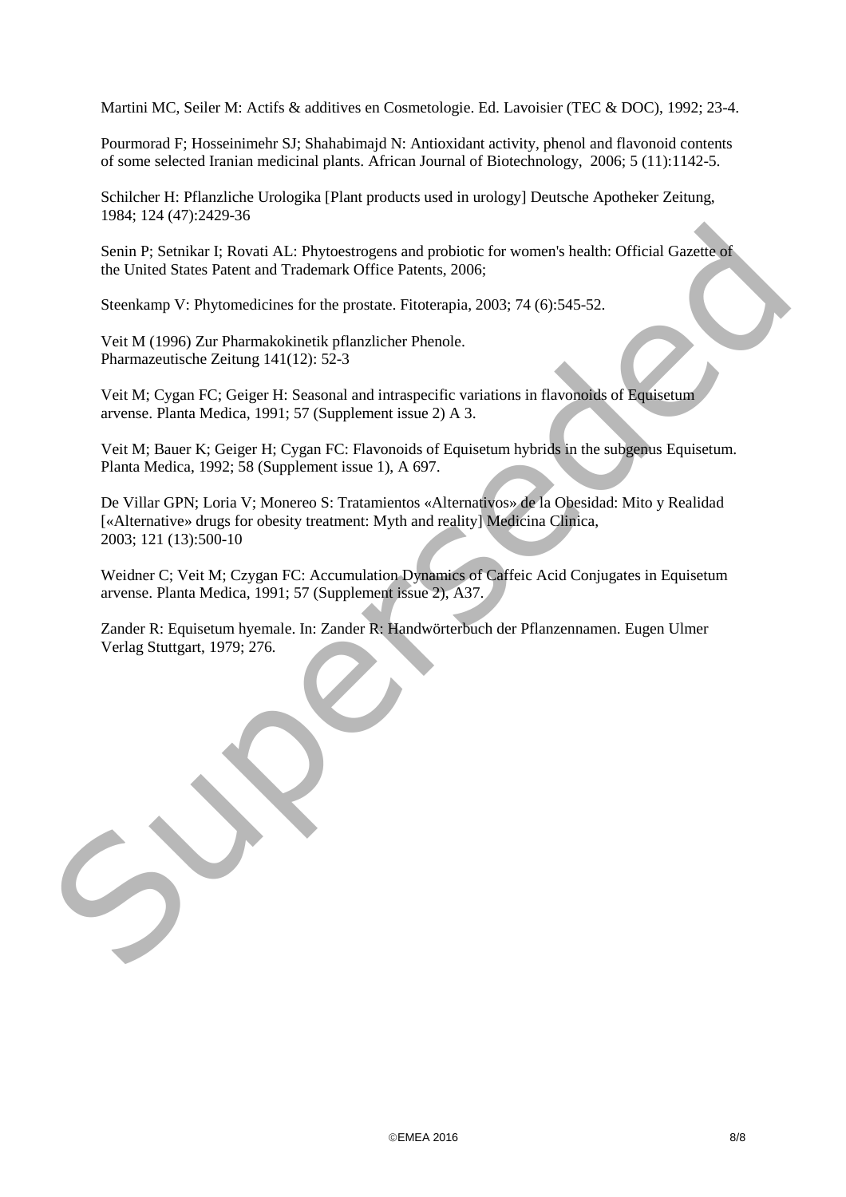Martini MC, Seiler M: Actifs & additives en Cosmetologie. Ed. Lavoisier (TEC & DOC), 1992; 23-4.

Pourmorad F; Hosseinimehr SJ; Shahabimajd N: Antioxidant activity, phenol and flavonoid contents of some selected Iranian medicinal plants. African Journal of Biotechnology, 2006; 5 (11):1142-5.

Schilcher H: Pflanzliche Urologika [Plant products used in urology] Deutsche Apotheker Zeitung, 1984; 124 (47):2429-36

Senin P; Setnikar I; Rovati AL: Phytoestrogens and probiotic for women's health: Official Gazette of the United States Patent and Trademark Office Patents, 2006;

Steenkamp V: Phytomedicines for the prostate. Fitoterapia, 2003; 74 (6):545-52.

Veit M (1996) Zur Pharmakokinetik pflanzlicher Phenole. Pharmazeutische Zeitung 141(12): 52-3

Veit M; Cygan FC; Geiger H: Seasonal and intraspecific variations in flavonoids of Equisetum arvense. Planta Medica, 1991; 57 (Supplement issue 2) A 3.

Veit M; Bauer K; Geiger H; Cygan FC: Flavonoids of Equisetum hybrids in the subgenus Equisetum. Planta Medica, 1992; 58 (Supplement issue 1), A 697.

De Villar GPN; Loria V; Monereo S: Tratamientos «Alternativos» de la Obesidad: Mito y Realidad [«Alternative» drugs for obesity treatment: Myth and reality] Medicina Clinica, 2003; 121 (13):500-10

Weidner C; Veit M; Czygan FC: Accumulation Dynamics of Caffeic Acid Conjugates in Equisetum arvense. Planta Medica, 1991; 57 (Supplement issue 2), A37.

Zander R: Equisetum hyemale. In: Zander R: Handwörterbuch der Pflanzennamen. Eugen Ulmer Verlag Stuttgart, 1979; 276.